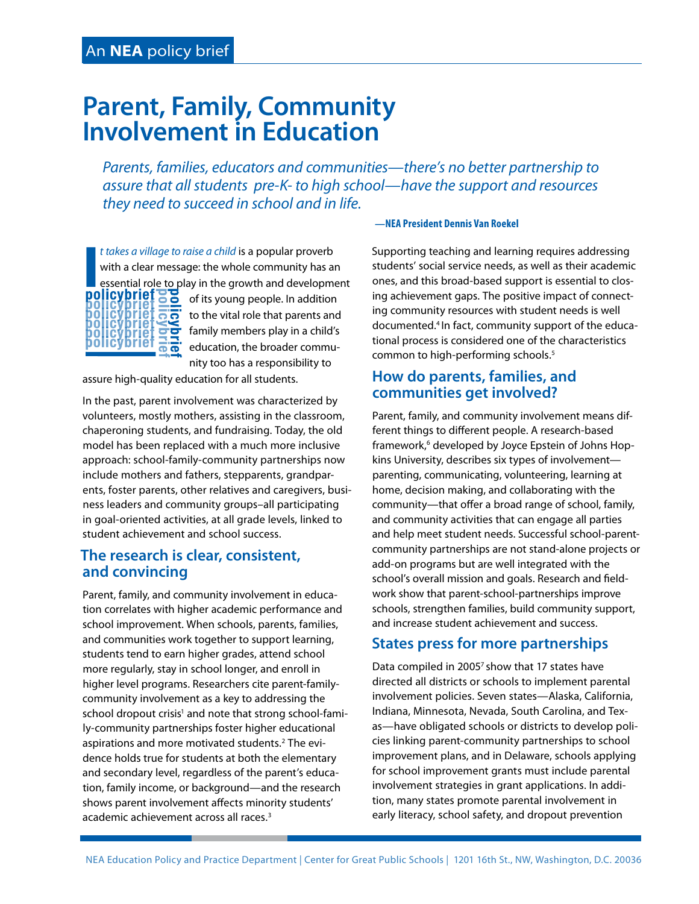An **NEA** policy brief

# Parent, Family, Community Involvement in Education

*Parents, families, educators and communities—there's no better partnership to assure that all students pre-K- to high school—have the support and resources they need to succeed in school and in life.*

**—NEA President Dennis Van Roekel**

*It takes a village to raise a child* is a popular proverb with a clear message: the whole community has an essential role to play in the growth and development of its young people. In addition to the vital role that parents and family members play in a child's education, the broader community too has a responsibility to assure high-quality education for all students.

In the past, parent involvement was characterized by volunteers, mostly mothers, assisting in the classroom, chaperoning students, and fundraising. Today, the old model has been replaced with a much more inclusive approach: school-family-community partnerships now include mothers and fathers, stepparents, grandparents, foster parents, other relatives and caregivers, business leaders and community groups–all participating in goal-oriented activities, at all grade levels, linked to student achievement and school success.

## The research is clear, consistent, and convincing

Parent, family, and community involvement in education correlates with higher academic performance and school improvement. When schools, parents, families, and communities work together to support learning, students tend to earn higher grades, attend school more regularly, stay in school longer, and enroll in higher level programs. Researchers cite parent-family-community involvement as a key to addressing the school dropout crisis[1] and note that strong school-family-community partnerships foster higher educational aspirations and more motivated students.[2] The evidence holds true for students at both the elementary and secondary level, regardless of the parent's education, family income, or background—and the research shows parent involvement affects minority students' academic achievement across all races.[3]

Supporting teaching and learning requires addressing students' social service needs, as well as their academic ones, and this broad-based support is essential to closing achievement gaps. The positive impact of connecting community resources with student needs is well documented.[4] In fact, community support of the educational process is considered one of the characteristics common to high-performing schools.[5]

## How do parents, families, and communities get involved?

Parent, family, and community involvement means different things to different people. A research-based framework,[6] developed by Joyce Epstein of Johns Hopkins University, describes six types of involvement—parenting, communicating, volunteering, learning at home, decision making, and collaborating with the community—that offer a broad range of school, family, and community activities that can engage all parties and help meet student needs. Successful school-parent-community partnerships are not stand-alone projects or add-on programs but are well integrated with the school's overall mission and goals. Research and fieldwork show that parent-school-partnerships improve schools, strengthen families, build community support, and increase student achievement and success.

## States press for more partnerships

Data compiled in 2005[7] show that 17 states have directed all districts or schools to implement parental involvement policies. Seven states—Alaska, California, Indiana, Minnesota, Nevada, South Carolina, and Texas—have obligated schools or districts to develop policies linking parent-community partnerships to school improvement plans, and in Delaware, schools applying for school improvement grants must include parental involvement strategies in grant applications. In addition, many states promote parental involvement in early literacy, school safety, and dropout prevention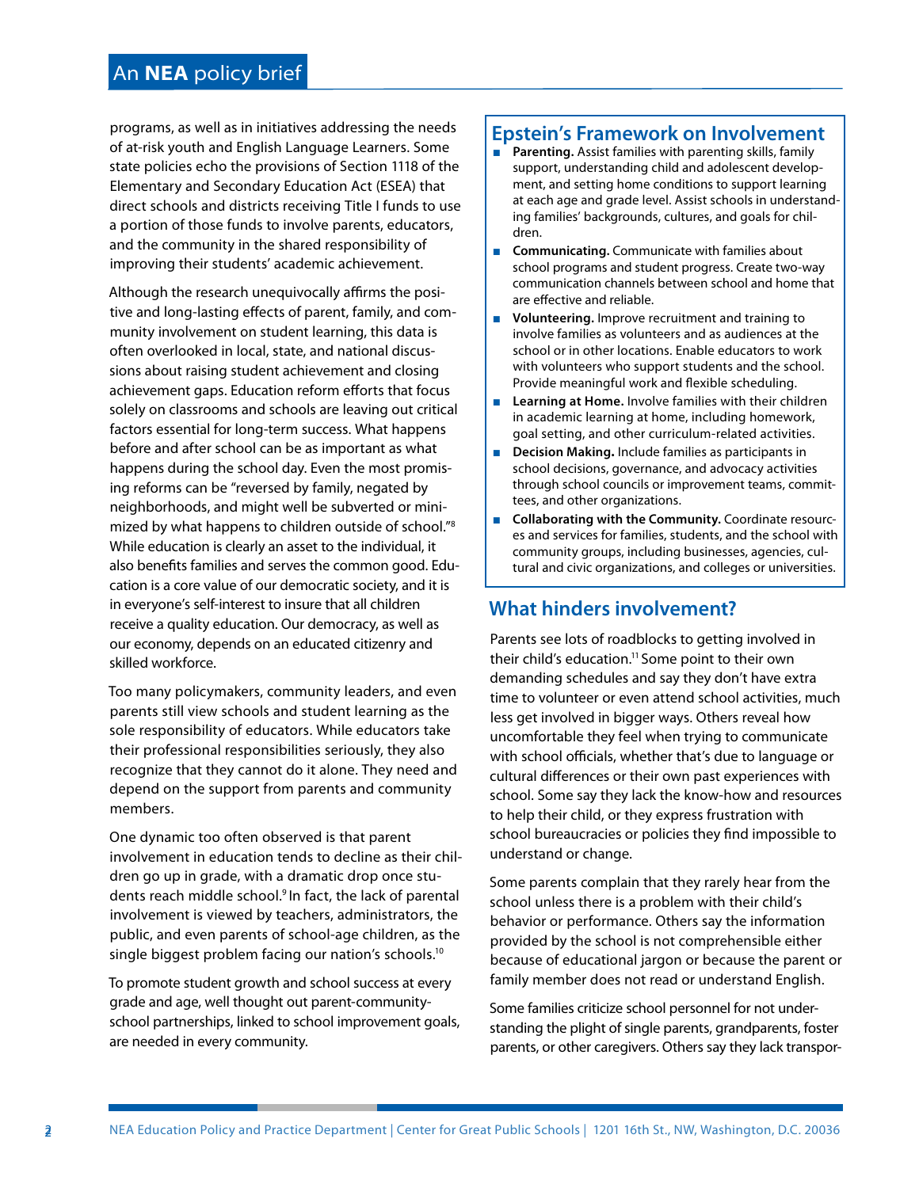programs, as well as in initiatives addressing the needs of at-risk youth and English Language Learners. Some state policies echo the provisions of Section 1118 of the Elementary and Secondary Education Act (ESEA) that direct schools and districts receiving Title I funds to use a portion of those funds to involve parents, educators, and the community in the shared responsibility of improving their students' academic achievement.

Although the research unequivocally affirms the positive and long-lasting effects of parent, family, and community involvement on student learning, this data is often overlooked in local, state, and national discussions about raising student achievement and closing achievement gaps. Education reform efforts that focus solely on classrooms and schools are leaving out critical factors essential for long-term success. What happens before and after school can be as important as what happens during the school day. Even the most promising reforms can be "reversed by family, negated by neighborhoods, and might well be subverted or minimized by what happens to children outside of school."[8] While education is clearly an asset to the individual, it also benefits families and serves the common good. Education is a core value of our democratic society, and it is in everyone's self-interest to insure that all children receive a quality education. Our democracy, as well as our economy, depends on an educated citizenry and skilled workforce.

Too many policymakers, community leaders, and even parents still view schools and student learning as the sole responsibility of educators. While educators take their professional responsibilities seriously, they also recognize that they cannot do it alone. They need and depend on the support from parents and community members.

One dynamic too often observed is that parent involvement in education tends to decline as their children go up in grade, with a dramatic drop once students reach middle school.[9] In fact, the lack of parental involvement is viewed by teachers, administrators, the public, and even parents of school-age children, as the single biggest problem facing our nation's schools.[10]

To promote student growth and school success at every grade and age, well thought out parent-community-school partnerships, linked to school improvement goals, are needed in every community.

## Epstein's Framework on Involvement

- **Parenting.** Assist families with parenting skills, family support, understanding child and adolescent development, and setting home conditions to support learning at each age and grade level. Assist schools in understanding families' backgrounds, cultures, and goals for children.
- **Communicating.** Communicate with families about school programs and student progress. Create two-way communication channels between school and home that are effective and reliable.
- **Volunteering.** Improve recruitment and training to involve families as volunteers and as audiences at the school or in other locations. Enable educators to work with volunteers who support students and the school. Provide meaningful work and flexible scheduling.
- **Learning at Home.** Involve families with their children in academic learning at home, including homework, goal setting, and other curriculum-related activities.
- **Decision Making.** Include families as participants in school decisions, governance, and advocacy activities through school councils or improvement teams, committees, and other organizations.
- **Collaborating with the Community.** Coordinate resources and services for families, students, and the school with community groups, including businesses, agencies, cultural and civic organizations, and colleges or universities.

## What hinders involvement?

Parents see lots of roadblocks to getting involved in their child's education.[11] Some point to their own demanding schedules and say they don't have extra time to volunteer or even attend school activities, much less get involved in bigger ways. Others reveal how uncomfortable they feel when trying to communicate with school officials, whether that's due to language or cultural differences or their own past experiences with school. Some say they lack the know-how and resources to help their child, or they express frustration with school bureaucracies or policies they find impossible to understand or change.

Some parents complain that they rarely hear from the school unless there is a problem with their child's behavior or performance. Others say the information provided by the school is not comprehensible either because of educational jargon or because the parent or family member does not read or understand English.

Some families criticize school personnel for not understanding the plight of single parents, grandparents, foster parents, or other caregivers. Others say they lack transpor-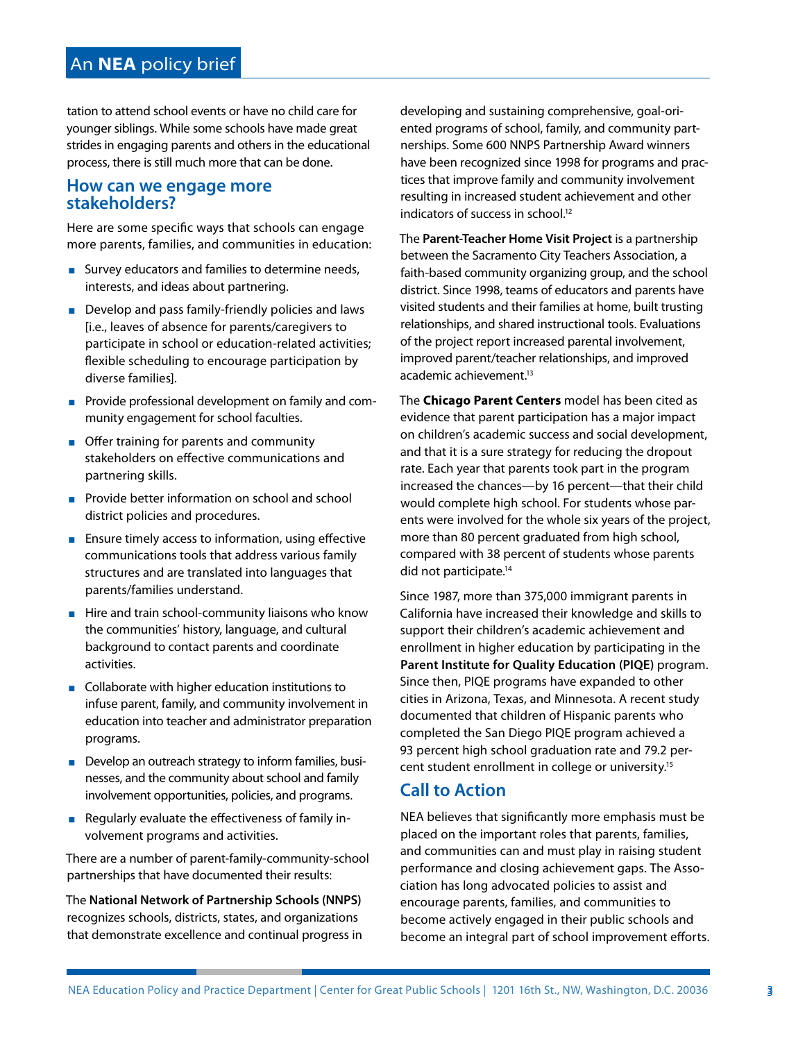tation to attend school events or have no child care for younger siblings. While some schools have made great strides in engaging parents and others in the educational process, there is still much more that can be done.

## How can we engage more stakeholders?

Here are some specific ways that schools can engage more parents, families, and communities in education:

- Survey educators and families to determine needs, interests, and ideas about partnering.
- Develop and pass family-friendly policies and laws [i.e., leaves of absence for parents/caregivers to participate in school or education-related activities; flexible scheduling to encourage participation by diverse families].
- Provide professional development on family and community engagement for school faculties.
- Offer training for parents and community stakeholders on effective communications and partnering skills.
- Provide better information on school and school district policies and procedures.
- Ensure timely access to information, using effective communications tools that address various family structures and are translated into languages that parents/families understand.
- Hire and train school-community liaisons who know the communities' history, language, and cultural background to contact parents and coordinate activities.
- Collaborate with higher education institutions to infuse parent, family, and community involvement in education into teacher and administrator preparation programs.
- Develop an outreach strategy to inform families, businesses, and the community about school and family involvement opportunities, policies, and programs.
- Regularly evaluate the effectiveness of family involvement programs and activities.

There are a number of parent-family-community-school partnerships that have documented their results:

The **National Network of Partnership Schools (NNPS)** recognizes schools, districts, states, and organizations that demonstrate excellence and continual progress in developing and sustaining comprehensive, goal-oriented programs of school, family, and community partnerships. Some 600 NNPS Partnership Award winners have been recognized since 1998 for programs and practices that improve family and community involvement resulting in increased student achievement and other indicators of success in school.[12]

The **Parent-Teacher Home Visit Project** is a partnership between the Sacramento City Teachers Association, a faith-based community organizing group, and the school district. Since 1998, teams of educators and parents have visited students and their families at home, built trusting relationships, and shared instructional tools. Evaluations of the project report increased parental involvement, improved parent/teacher relationships, and improved academic achievement.[13]

The **Chicago Parent Centers** model has been cited as evidence that parent participation has a major impact on children's academic success and social development, and that it is a sure strategy for reducing the dropout rate. Each year that parents took part in the program increased the chances—by 16 percent—that their child would complete high school. For students whose parents were involved for the whole six years of the project, more than 80 percent graduated from high school, compared with 38 percent of students whose parents did not participate.[14]

Since 1987, more than 375,000 immigrant parents in California have increased their knowledge and skills to support their children's academic achievement and enrollment in higher education by participating in the **Parent Institute for Quality Education (PIQE)** program. Since then, PIQE programs have expanded to other cities in Arizona, Texas, and Minnesota. A recent study documented that children of Hispanic parents who completed the San Diego PIQE program achieved a 93 percent high school graduation rate and 79.2 percent student enrollment in college or university.[15]

## Call to Action

NEA believes that significantly more emphasis must be placed on the important roles that parents, families, and communities can and must play in raising student performance and closing achievement gaps. The Association has long advocated policies to assist and encourage parents, families, and communities to become actively engaged in their public schools and become an integral part of school improvement efforts.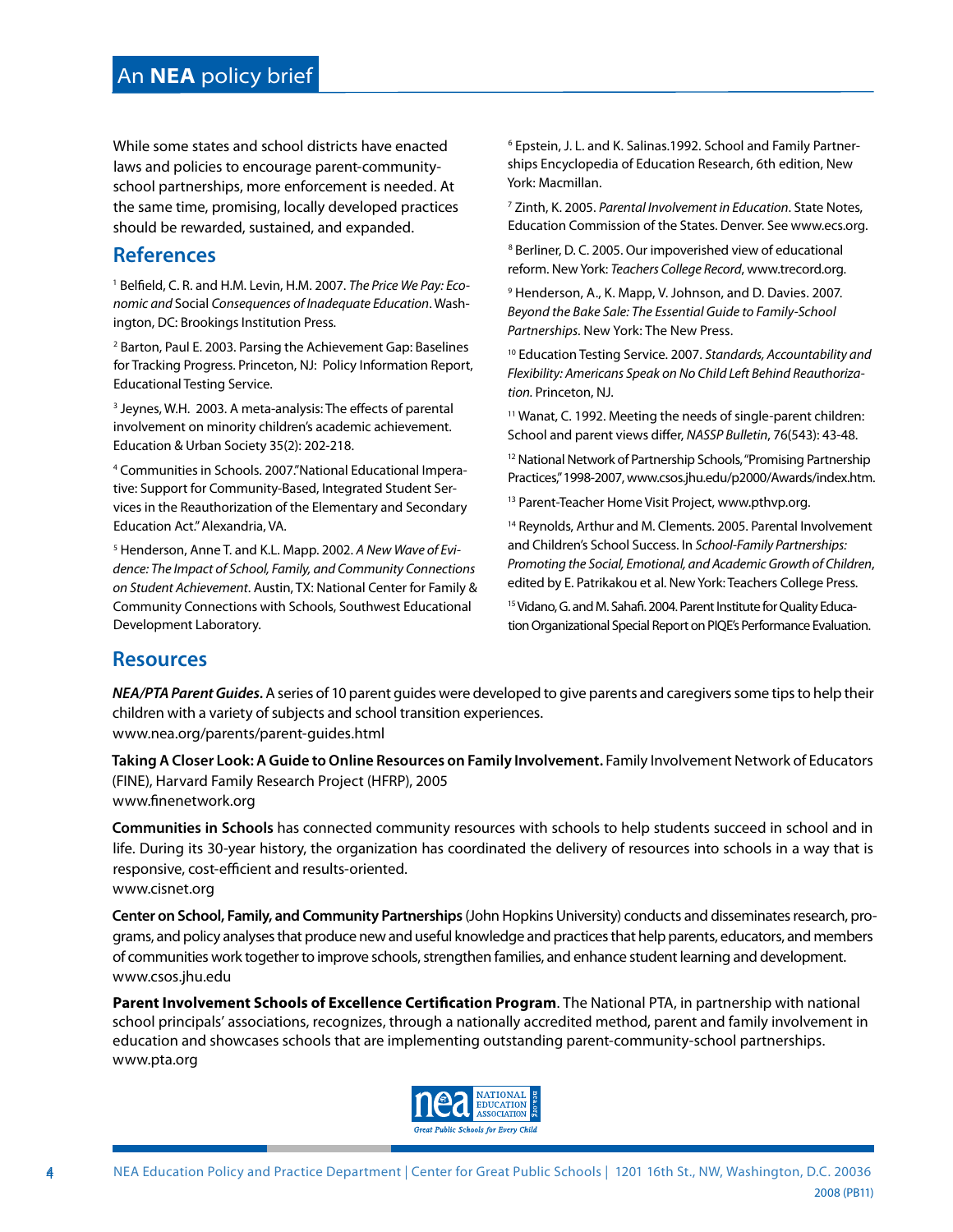While some states and school districts have enacted laws and policies to encourage parent-community-school partnerships, more enforcement is needed. At the same time, promising, locally developed practices should be rewarded, sustained, and expanded.

## References

[1] Belfield, C. R. and H.M. Levin, H.M. 2007. *The Price We Pay: Economic and* Social *Consequences of Inadequate Education*. Washington, DC: Brookings Institution Press.

[2] Barton, Paul E. 2003. Parsing the Achievement Gap: Baselines for Tracking Progress. Princeton, NJ: Policy Information Report, Educational Testing Service.

[3] Jeynes, W.H. 2003. A meta-analysis: The effects of parental involvement on minority children's academic achievement. Education & Urban Society 35(2): 202-218.

[4] Communities in Schools. 2007."National Educational Imperative: Support for Community-Based, Integrated Student Services in the Reauthorization of the Elementary and Secondary Education Act." Alexandria, VA.

[5] Henderson, Anne T. and K.L. Mapp. 2002. *A New Wave of Evidence: The Impact of School, Family, and Community Connections on Student Achievement*. Austin, TX: National Center for Family & Community Connections with Schools, Southwest Educational Development Laboratory.

[6] Epstein, J. L. and K. Salinas.1992. School and Family Partnerships Encyclopedia of Education Research, 6th edition, New York: Macmillan.

[7] Zinth, K. 2005. *Parental Involvement in Education*. State Notes, Education Commission of the States. Denver. See www.ecs.org.

[8] Berliner, D. C. 2005. Our impoverished view of educational reform. New York: *Teachers College Record*, www.trecord.org.

[9] Henderson, A., K. Mapp, V. Johnson, and D. Davies. 2007. *Beyond the Bake Sale: The Essential Guide to Family-School Partnerships*. New York: The New Press.

[10] Education Testing Service. 2007. *Standards, Accountability and Flexibility: Americans Speak on No Child Left Behind Reauthorization.* Princeton, NJ.

[11] Wanat, C. 1992. Meeting the needs of single-parent children: School and parent views differ, *NASSP Bulletin*, 76(543): 43-48.

[12] National Network of Partnership Schools, "Promising Partnership Practices," 1998-2007, www.csos.jhu.edu/p2000/Awards/index.htm.

[13] Parent-Teacher Home Visit Project, www.pthvp.org.

[14] Reynolds, Arthur and M. Clements. 2005. Parental Involvement and Children's School Success. In *School-Family Partnerships: Promoting the Social, Emotional, and Academic Growth of Children*, edited by E. Patrikakou et al. New York: Teachers College Press.

[15] Vidano, G. and M. Sahafi. 2004. Parent Institute for Quality Education Organizational Special Report on PIQE's Performance Evaluation.

## Resources

***NEA/PTA Parent Guides.*** A series of 10 parent guides were developed to give parents and caregivers some tips to help their children with a variety of subjects and school transition experiences.
www.nea.org/parents/parent-guides.html

**Taking A Closer Look: A Guide to Online Resources on Family Involvement.** Family Involvement Network of Educators (FINE), Harvard Family Research Project (HFRP), 2005
www.finenetwork.org

**Communities in Schools** has connected community resources with schools to help students succeed in school and in life. During its 30-year history, the organization has coordinated the delivery of resources into schools in a way that is responsive, cost-efficient and results-oriented.
www.cisnet.org

**Center on School, Family, and Community Partnerships** (John Hopkins University) conducts and disseminates research, programs, and policy analyses that produce new and useful knowledge and practices that help parents, educators, and members of communities work together to improve schools, strengthen families, and enhance student learning and development.
www.csos.jhu.edu

**Parent Involvement Schools of Excellence Certification Program**. The National PTA, in partnership with national school principals' associations, recognizes, through a nationally accredited method, parent and family involvement in education and showcases schools that are implementing outstanding parent-community-school partnerships.
www.pta.org

NEA Education Policy and Practice Department | Center for Great Public Schools | 1201 16th St., NW, Washington, D.C. 20036

2008 (PB11)